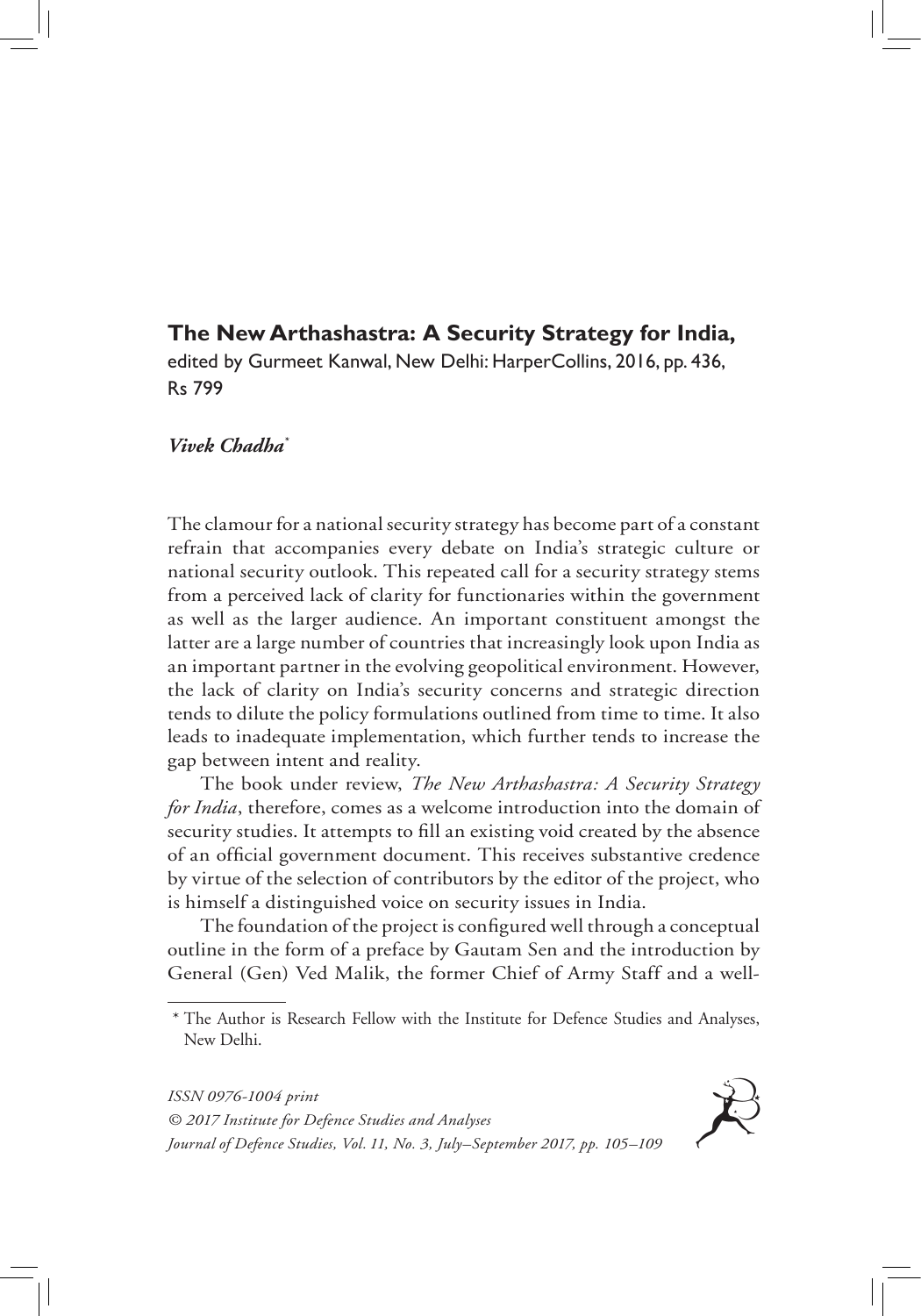**The New Arthashastra: A Security Strategy for India,** edited by Gurmeet Kanwal, New Delhi: HarperCollins, 2016, pp. 436, Rs 799

***Vivek Chadha****

The clamour for a national security strategy has become part of a constant refrain that accompanies every debate on India's strategic culture or national security outlook. This repeated call for a security strategy stems from a perceived lack of clarity for functionaries within the government as well as the larger audience. An important constituent amongst the latter are a large number of countries that increasingly look upon India as an important partner in the evolving geopolitical environment. However, the lack of clarity on India's security concerns and strategic direction tends to dilute the policy formulations outlined from time to time. It also leads to inadequate implementation, which further tends to increase the gap between intent and reality.

The book under review, *The New Arthashastra: A Security Strategy for India*, therefore, comes as a welcome introduction into the domain of security studies. It attempts to fill an existing void created by the absence of an official government document. This receives substantive credence by virtue of the selection of contributors by the editor of the project, who is himself a distinguished voice on security issues in India.

The foundation of the project is configured well through a conceptual outline in the form of a preface by Gautam Sen and the introduction by General (Gen) Ved Malik, the former Chief of Army Staff and a well-

---

* The Author is Research Fellow with the Institute for Defence Studies and Analyses, New Delhi.

*ISSN 0976-1004 print*
*© 2017 Institute for Defence Studies and Analyses*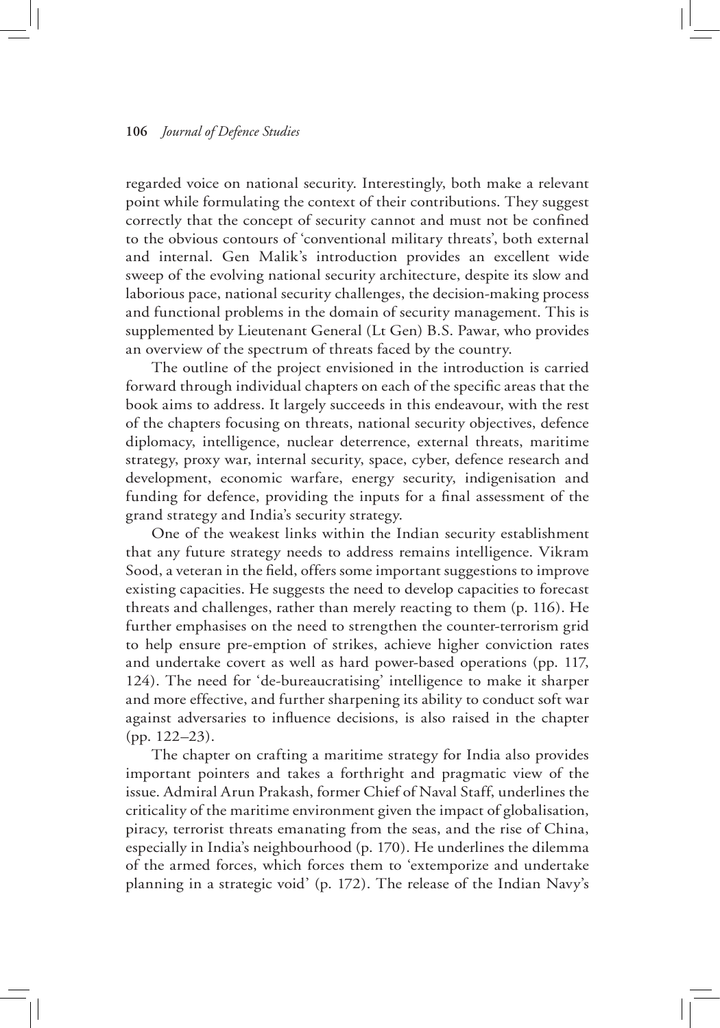regarded voice on national security. Interestingly, both make a relevant point while formulating the context of their contributions. They suggest correctly that the concept of security cannot and must not be confined to the obvious contours of 'conventional military threats', both external and internal. Gen Malik's introduction provides an excellent wide sweep of the evolving national security architecture, despite its slow and laborious pace, national security challenges, the decision-making process and functional problems in the domain of security management. This is supplemented by Lieutenant General (Lt Gen) B.S. Pawar, who provides an overview of the spectrum of threats faced by the country.

The outline of the project envisioned in the introduction is carried forward through individual chapters on each of the specific areas that the book aims to address. It largely succeeds in this endeavour, with the rest of the chapters focusing on threats, national security objectives, defence diplomacy, intelligence, nuclear deterrence, external threats, maritime strategy, proxy war, internal security, space, cyber, defence research and development, economic warfare, energy security, indigenisation and funding for defence, providing the inputs for a final assessment of the grand strategy and India's security strategy.

One of the weakest links within the Indian security establishment that any future strategy needs to address remains intelligence. Vikram Sood, a veteran in the field, offers some important suggestions to improve existing capacities. He suggests the need to develop capacities to forecast threats and challenges, rather than merely reacting to them (p. 116). He further emphasises on the need to strengthen the counter-terrorism grid to help ensure pre-emption of strikes, achieve higher conviction rates and undertake covert as well as hard power-based operations (pp. 117, 124). The need for 'de-bureaucratising' intelligence to make it sharper and more effective, and further sharpening its ability to conduct soft war against adversaries to influence decisions, is also raised in the chapter (pp. 122–23).

The chapter on crafting a maritime strategy for India also provides important pointers and takes a forthright and pragmatic view of the issue. Admiral Arun Prakash, former Chief of Naval Staff, underlines the criticality of the maritime environment given the impact of globalisation, piracy, terrorist threats emanating from the seas, and the rise of China, especially in India's neighbourhood (p. 170). He underlines the dilemma of the armed forces, which forces them to 'extemporize and undertake planning in a strategic void' (p. 172). The release of the Indian Navy's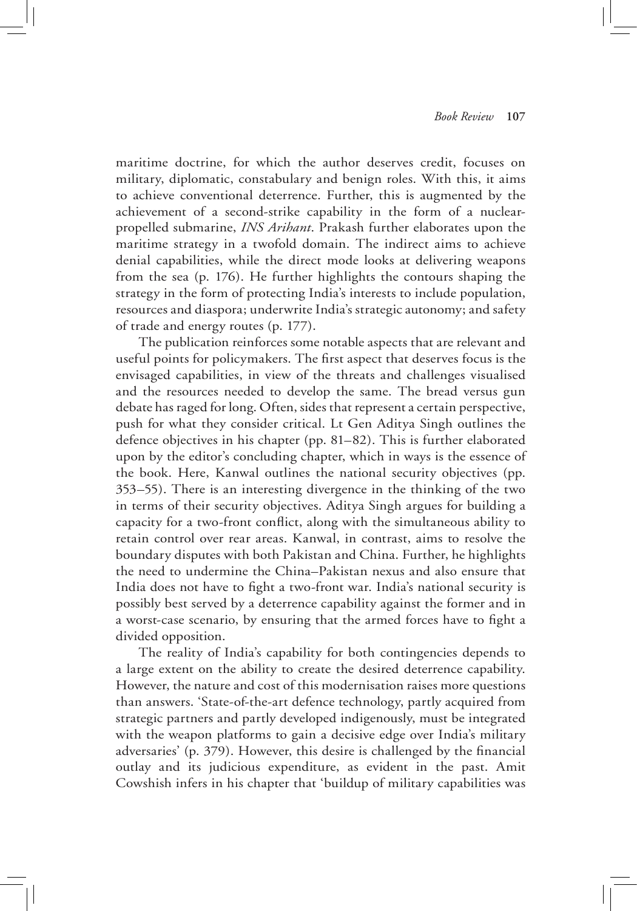maritime doctrine, for which the author deserves credit, focuses on military, diplomatic, constabulary and benign roles. With this, it aims to achieve conventional deterrence. Further, this is augmented by the achievement of a second-strike capability in the form of a nuclear-propelled submarine, *INS Arihant*. Prakash further elaborates upon the maritime strategy in a twofold domain. The indirect aims to achieve denial capabilities, while the direct mode looks at delivering weapons from the sea (p. 176). He further highlights the contours shaping the strategy in the form of protecting India's interests to include population, resources and diaspora; underwrite India's strategic autonomy; and safety of trade and energy routes (p. 177).

The publication reinforces some notable aspects that are relevant and useful points for policymakers. The first aspect that deserves focus is the envisaged capabilities, in view of the threats and challenges visualised and the resources needed to develop the same. The bread versus gun debate has raged for long. Often, sides that represent a certain perspective, push for what they consider critical. Lt Gen Aditya Singh outlines the defence objectives in his chapter (pp. 81–82). This is further elaborated upon by the editor's concluding chapter, which in ways is the essence of the book. Here, Kanwal outlines the national security objectives (pp. 353–55). There is an interesting divergence in the thinking of the two in terms of their security objectives. Aditya Singh argues for building a capacity for a two-front conflict, along with the simultaneous ability to retain control over rear areas. Kanwal, in contrast, aims to resolve the boundary disputes with both Pakistan and China. Further, he highlights the need to undermine the China–Pakistan nexus and also ensure that India does not have to fight a two-front war. India's national security is possibly best served by a deterrence capability against the former and in a worst-case scenario, by ensuring that the armed forces have to fight a divided opposition.

The reality of India's capability for both contingencies depends to a large extent on the ability to create the desired deterrence capability. However, the nature and cost of this modernisation raises more questions than answers. 'State-of-the-art defence technology, partly acquired from strategic partners and partly developed indigenously, must be integrated with the weapon platforms to gain a decisive edge over India's military adversaries' (p. 379). However, this desire is challenged by the financial outlay and its judicious expenditure, as evident in the past. Amit Cowshish infers in his chapter that 'buildup of military capabilities was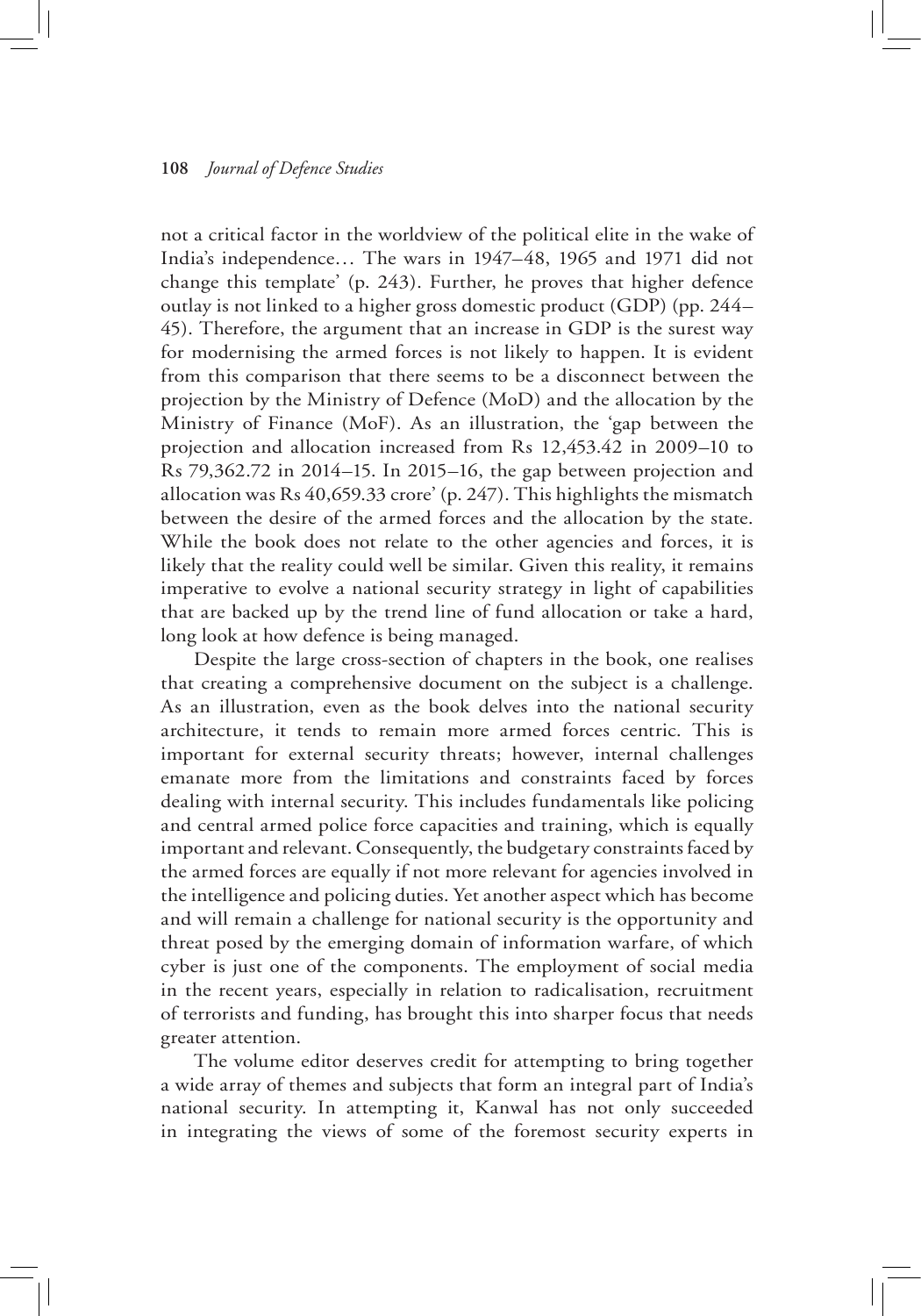not a critical factor in the worldview of the political elite in the wake of India's independence… The wars in 1947–48, 1965 and 1971 did not change this template' (p. 243). Further, he proves that higher defence outlay is not linked to a higher gross domestic product (GDP) (pp. 244–45). Therefore, the argument that an increase in GDP is the surest way for modernising the armed forces is not likely to happen. It is evident from this comparison that there seems to be a disconnect between the projection by the Ministry of Defence (MoD) and the allocation by the Ministry of Finance (MoF). As an illustration, the 'gap between the projection and allocation increased from Rs 12,453.42 in 2009–10 to Rs 79,362.72 in 2014–15. In 2015–16, the gap between projection and allocation was Rs 40,659.33 crore' (p. 247). This highlights the mismatch between the desire of the armed forces and the allocation by the state. While the book does not relate to the other agencies and forces, it is likely that the reality could well be similar. Given this reality, it remains imperative to evolve a national security strategy in light of capabilities that are backed up by the trend line of fund allocation or take a hard, long look at how defence is being managed.

Despite the large cross-section of chapters in the book, one realises that creating a comprehensive document on the subject is a challenge. As an illustration, even as the book delves into the national security architecture, it tends to remain more armed forces centric. This is important for external security threats; however, internal challenges emanate more from the limitations and constraints faced by forces dealing with internal security. This includes fundamentals like policing and central armed police force capacities and training, which is equally important and relevant. Consequently, the budgetary constraints faced by the armed forces are equally if not more relevant for agencies involved in the intelligence and policing duties. Yet another aspect which has become and will remain a challenge for national security is the opportunity and threat posed by the emerging domain of information warfare, of which cyber is just one of the components. The employment of social media in the recent years, especially in relation to radicalisation, recruitment of terrorists and funding, has brought this into sharper focus that needs greater attention.

The volume editor deserves credit for attempting to bring together a wide array of themes and subjects that form an integral part of India's national security. In attempting it, Kanwal has not only succeeded in integrating the views of some of the foremost security experts in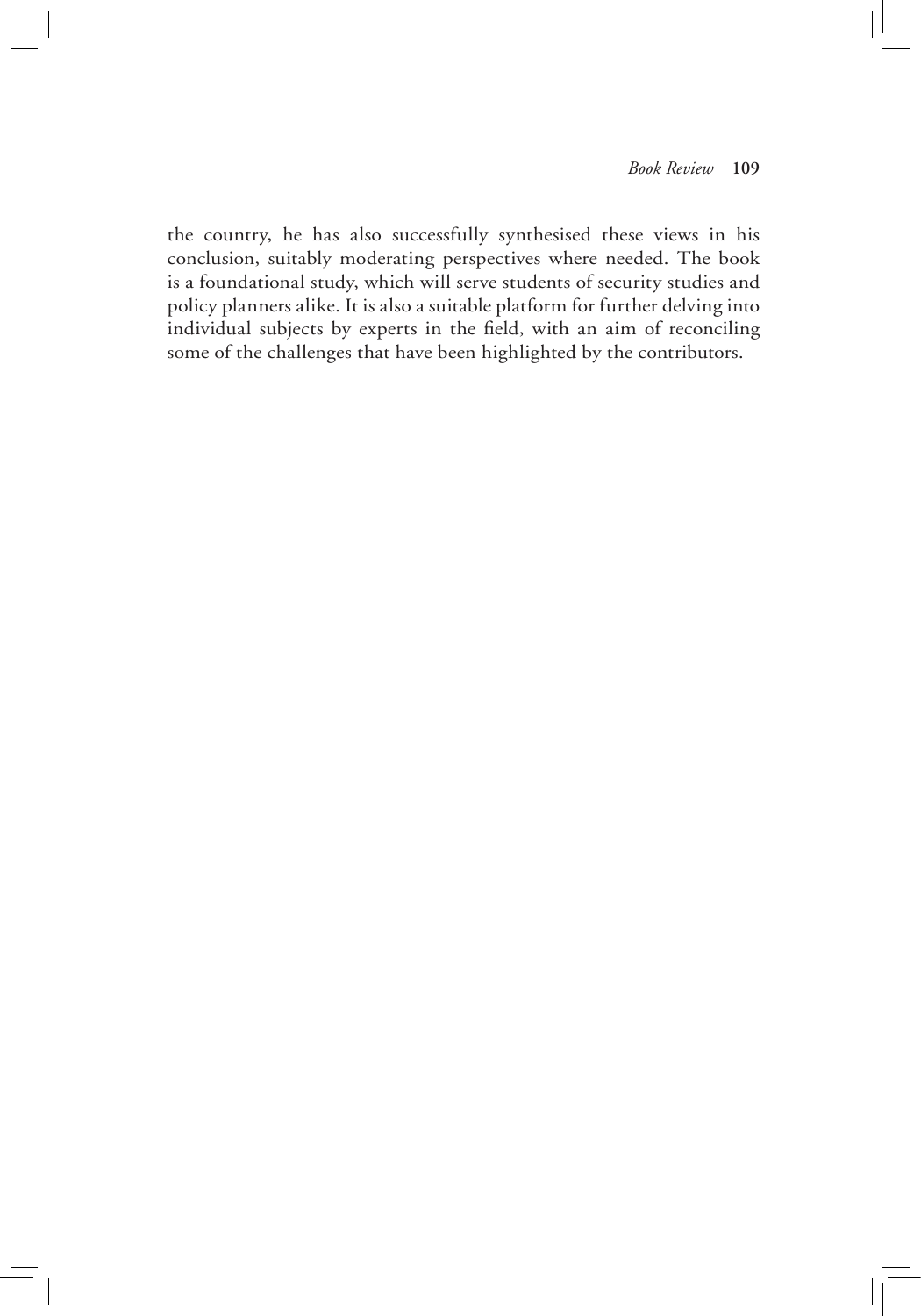the country, he has also successfully synthesised these views in his conclusion, suitably moderating perspectives where needed. The book is a foundational study, which will serve students of security studies and policy planners alike. It is also a suitable platform for further delving into individual subjects by experts in the field, with an aim of reconciling some of the challenges that have been highlighted by the contributors.